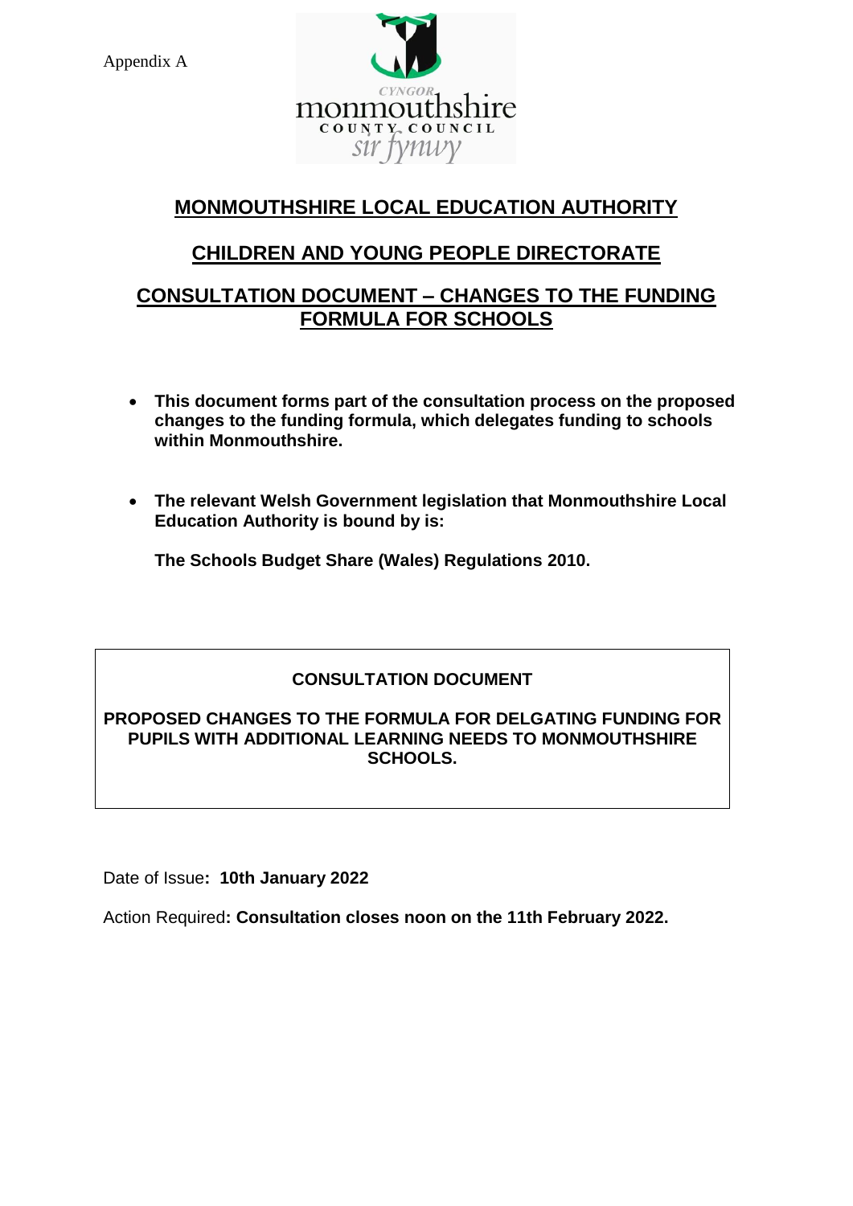Appendix A

# MONMOUTHSHIRE LOCAL EDUCATION AUTHORITY

## CHILDREN AND YOUNG PEOPLE DIRECTORATE

## CONSULTATION DOCUMENT – CHANGES TO THE FUNDING FORMULA FOR SCHOOLS

- **This document forms part of the consultation process on the proposed changes to the funding formula, which delegates funding to schools within Monmouthshire.**

- **The relevant Welsh Government legislation that Monmouthshire Local Education Authority is bound by is:**

  **The Schools Budget Share (Wales) Regulations 2010.**

| **CONSULTATION DOCUMENT** |
| --- |
| **PROPOSED CHANGES TO THE FORMULA FOR DELGATING FUNDING FOR PUPILS WITH ADDITIONAL LEARNING NEEDS TO MONMOUTHSHIRE SCHOOLS.** |

Date of Issue**: 10th January 2022**

Action Required**: Consultation closes noon on the 11th February 2022.**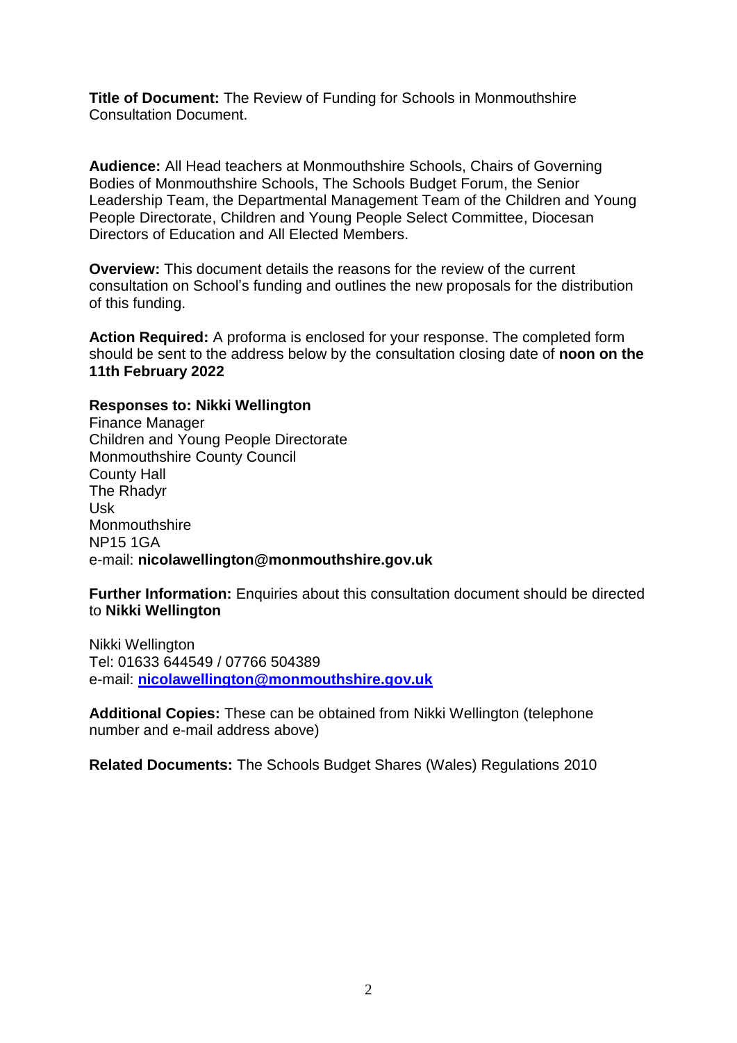**Title of Document:** The Review of Funding for Schools in Monmouthshire Consultation Document.

**Audience:** All Head teachers at Monmouthshire Schools, Chairs of Governing Bodies of Monmouthshire Schools, The Schools Budget Forum, the Senior Leadership Team, the Departmental Management Team of the Children and Young People Directorate, Children and Young People Select Committee, Diocesan Directors of Education and All Elected Members.

**Overview:** This document details the reasons for the review of the current consultation on School's funding and outlines the new proposals for the distribution of this funding.

**Action Required:** A proforma is enclosed for your response. The completed form should be sent to the address below by the consultation closing date of **noon on the 11th February 2022**

**Responses to: Nikki Wellington**
Finance Manager
Children and Young People Directorate
Monmouthshire County Council
County Hall
The Rhadyr
Usk
Monmouthshire
NP15 1GA
e-mail: **nicolawellington@monmouthshire.gov.uk**

**Further Information:** Enquiries about this consultation document should be directed to **Nikki Wellington**

Nikki Wellington
Tel: 01633 644549 / 07766 504389
e-mail: **nicolawellington@monmouthshire.gov.uk**

**Additional Copies:** These can be obtained from Nikki Wellington (telephone number and e-mail address above)

**Related Documents:** The Schools Budget Shares (Wales) Regulations 2010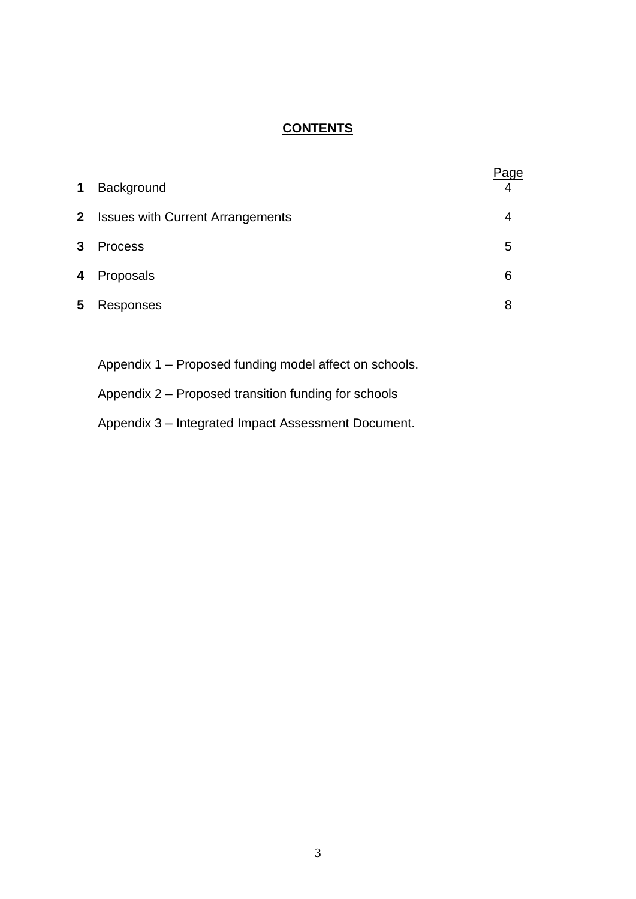# CONTENTS

| | | Page |
|---|---|---|
| **1** | Background | 4 |
| **2** | Issues with Current Arrangements | 4 |
| **3** | Process | 5 |
| **4** | Proposals | 6 |
| **5** | Responses | 8 |

Appendix 1 – Proposed funding model affect on schools.

Appendix 2 – Proposed transition funding for schools

Appendix 3 – Integrated Impact Assessment Document.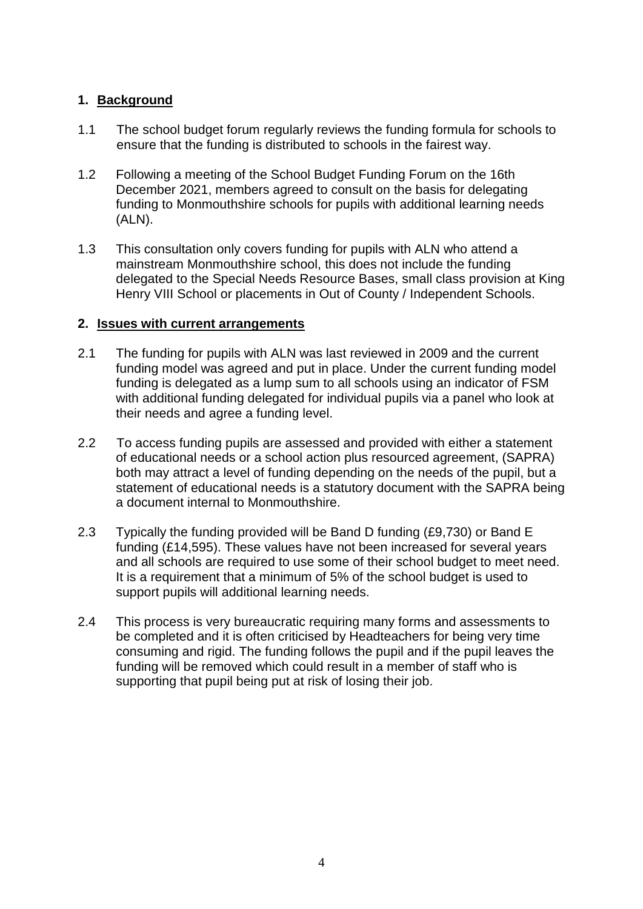## 1. Background

1.1 The school budget forum regularly reviews the funding formula for schools to ensure that the funding is distributed to schools in the fairest way.

1.2 Following a meeting of the School Budget Funding Forum on the 16th December 2021, members agreed to consult on the basis for delegating funding to Monmouthshire schools for pupils with additional learning needs (ALN).

1.3 This consultation only covers funding for pupils with ALN who attend a mainstream Monmouthshire school, this does not include the funding delegated to the Special Needs Resource Bases, small class provision at King Henry VIII School or placements in Out of County / Independent Schools.

## 2. Issues with current arrangements

2.1 The funding for pupils with ALN was last reviewed in 2009 and the current funding model was agreed and put in place. Under the current funding model funding is delegated as a lump sum to all schools using an indicator of FSM with additional funding delegated for individual pupils via a panel who look at their needs and agree a funding level.

2.2 To access funding pupils are assessed and provided with either a statement of educational needs or a school action plus resourced agreement, (SAPRA) both may attract a level of funding depending on the needs of the pupil, but a statement of educational needs is a statutory document with the SAPRA being a document internal to Monmouthshire.

2.3 Typically the funding provided will be Band D funding (£9,730) or Band E funding (£14,595). These values have not been increased for several years and all schools are required to use some of their school budget to meet need. It is a requirement that a minimum of 5% of the school budget is used to support pupils will additional learning needs.

2.4 This process is very bureaucratic requiring many forms and assessments to be completed and it is often criticised by Headteachers for being very time consuming and rigid. The funding follows the pupil and if the pupil leaves the funding will be removed which could result in a member of staff who is supporting that pupil being put at risk of losing their job.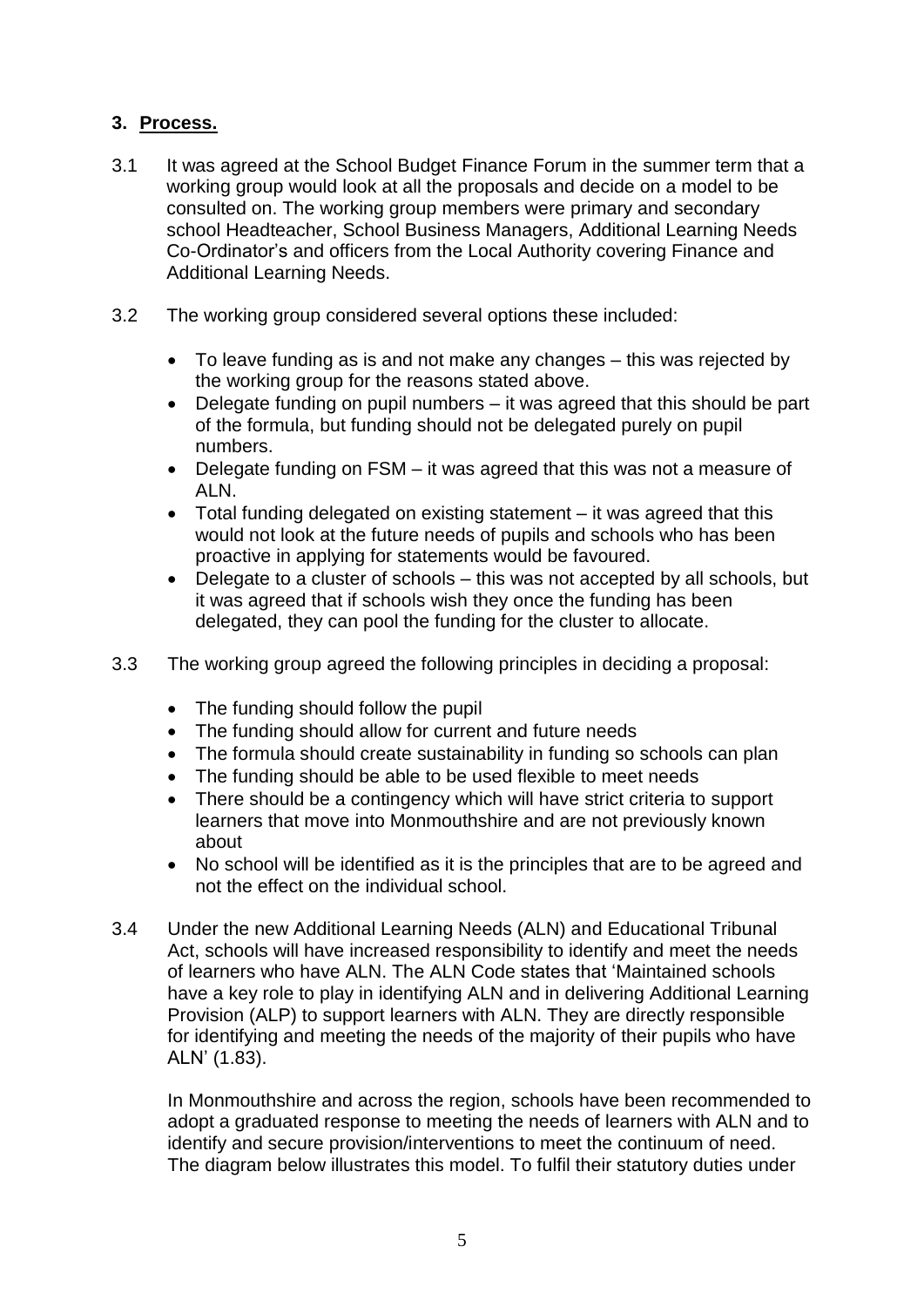## 3. Process.

3.1 It was agreed at the School Budget Finance Forum in the summer term that a working group would look at all the proposals and decide on a model to be consulted on. The working group members were primary and secondary school Headteacher, School Business Managers, Additional Learning Needs Co-Ordinator's and officers from the Local Authority covering Finance and Additional Learning Needs.

3.2 The working group considered several options these included:

- To leave funding as is and not make any changes – this was rejected by the working group for the reasons stated above.
- Delegate funding on pupil numbers – it was agreed that this should be part of the formula, but funding should not be delegated purely on pupil numbers.
- Delegate funding on FSM – it was agreed that this was not a measure of ALN.
- Total funding delegated on existing statement – it was agreed that this would not look at the future needs of pupils and schools who has been proactive in applying for statements would be favoured.
- Delegate to a cluster of schools – this was not accepted by all schools, but it was agreed that if schools wish they once the funding has been delegated, they can pool the funding for the cluster to allocate.

3.3 The working group agreed the following principles in deciding a proposal:

- The funding should follow the pupil
- The funding should allow for current and future needs
- The formula should create sustainability in funding so schools can plan
- The funding should be able to be used flexible to meet needs
- There should be a contingency which will have strict criteria to support learners that move into Monmouthshire and are not previously known about
- No school will be identified as it is the principles that are to be agreed and not the effect on the individual school.

3.4 Under the new Additional Learning Needs (ALN) and Educational Tribunal Act, schools will have increased responsibility to identify and meet the needs of learners who have ALN. The ALN Code states that 'Maintained schools have a key role to play in identifying ALN and in delivering Additional Learning Provision (ALP) to support learners with ALN. They are directly responsible for identifying and meeting the needs of the majority of their pupils who have ALN' (1.83).

In Monmouthshire and across the region, schools have been recommended to adopt a graduated response to meeting the needs of learners with ALN and to identify and secure provision/interventions to meet the continuum of need. The diagram below illustrates this model. To fulfil their statutory duties under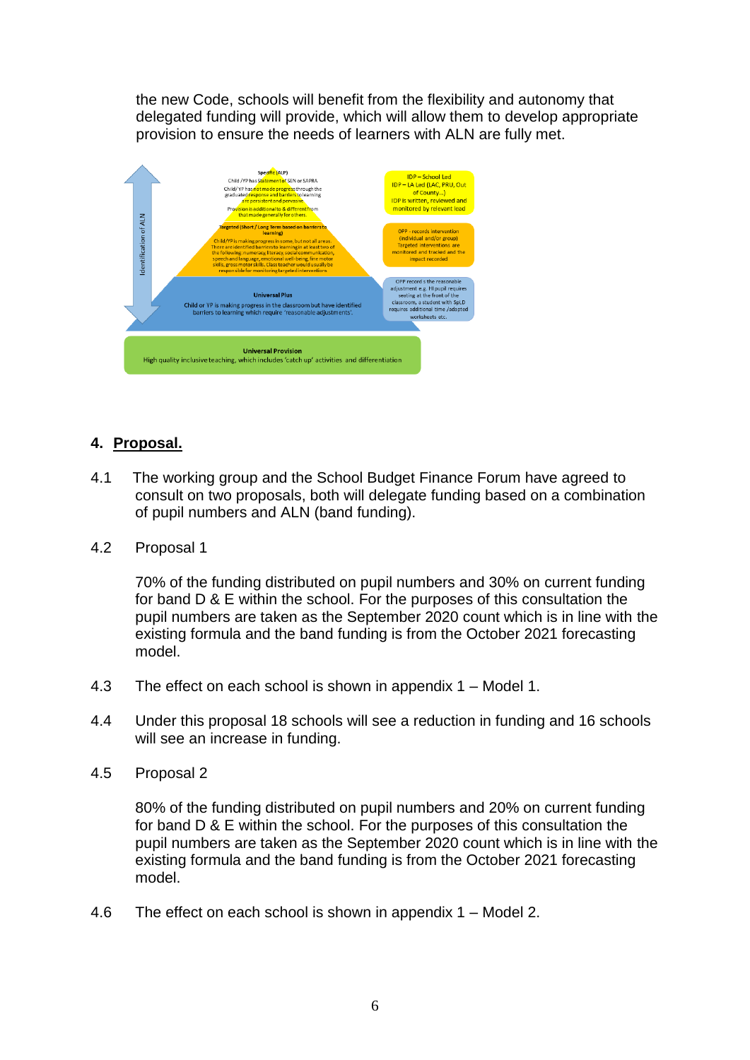the new Code, schools will benefit from the flexibility and autonomy that delegated funding will provide, which will allow them to develop appropriate provision to ensure the needs of learners with ALN are fully met.

Identification of ALN

**Specific (ALP)**
Child /YP has Statement of SEN or SAPRA
Child/ YP has not made progress through the graduated response and barriers to learning are persistent and pervasive.
Provision is additional to & different from that made generally for others.

**Targeted (Short / Long Term based on barriers to learning)**
Child/YP is making progress in some, but not all areas. There are identified barriers to learning in at least two of the following: numeracy, literacy, social communication, speech and language, emotional well-being, fine motor skills, gross motor skills. Class teacher would usually be responsible for monitoring targeted interventions

**Universal Plus**
Child or YP is making progress in the classroom but have identified barriers to learning which require 'reasonable adjustments'.

**Universal Provision**
High quality inclusive teaching, which includes 'catch up' activities and differentiation

IDP – School Led
IDP – LA Led (LAC, PRU, Out of County...)
IDP is written, reviewed and monitored by relevant lead

OPP - records intervention (individual and/or group)
Targeted interventions are monitored and tracked and the impact recorded

OPP records the reasonable adjustment e.g. HI pupil requires seating at the front of the classroom, a student with SpLD requires additional time /adapted worksheets etc.

## 4. Proposal.

4.1 The working group and the School Budget Finance Forum have agreed to consult on two proposals, both will delegate funding based on a combination of pupil numbers and ALN (band funding).

4.2 Proposal 1

70% of the funding distributed on pupil numbers and 30% on current funding for band D & E within the school. For the purposes of this consultation the pupil numbers are taken as the September 2020 count which is in line with the existing formula and the band funding is from the October 2021 forecasting model.

4.3 The effect on each school is shown in appendix 1 – Model 1.

4.4 Under this proposal 18 schools will see a reduction in funding and 16 schools will see an increase in funding.

4.5 Proposal 2

80% of the funding distributed on pupil numbers and 20% on current funding for band D & E within the school. For the purposes of this consultation the pupil numbers are taken as the September 2020 count which is in line with the existing formula and the band funding is from the October 2021 forecasting model.

4.6 The effect on each school is shown in appendix 1 – Model 2.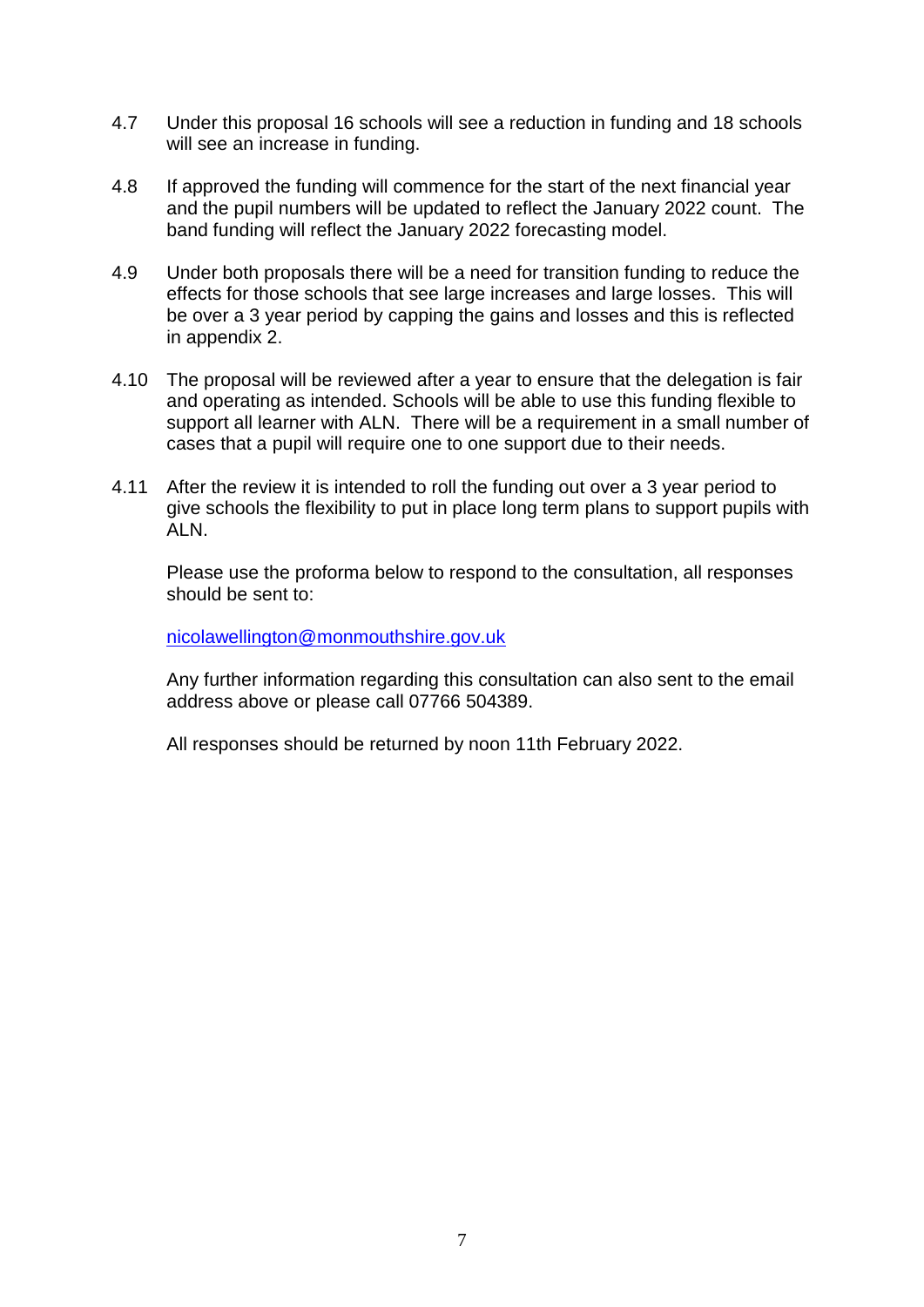4.7 Under this proposal 16 schools will see a reduction in funding and 18 schools will see an increase in funding.

4.8 If approved the funding will commence for the start of the next financial year and the pupil numbers will be updated to reflect the January 2022 count. The band funding will reflect the January 2022 forecasting model.

4.9 Under both proposals there will be a need for transition funding to reduce the effects for those schools that see large increases and large losses. This will be over a 3 year period by capping the gains and losses and this is reflected in appendix 2.

4.10 The proposal will be reviewed after a year to ensure that the delegation is fair and operating as intended. Schools will be able to use this funding flexible to support all learner with ALN. There will be a requirement in a small number of cases that a pupil will require one to one support due to their needs.

4.11 After the review it is intended to roll the funding out over a 3 year period to give schools the flexibility to put in place long term plans to support pupils with ALN.

Please use the proforma below to respond to the consultation, all responses should be sent to:

nicolawellington@monmouthshire.gov.uk

Any further information regarding this consultation can also sent to the email address above or please call 07766 504389.

All responses should be returned by noon 11th February 2022.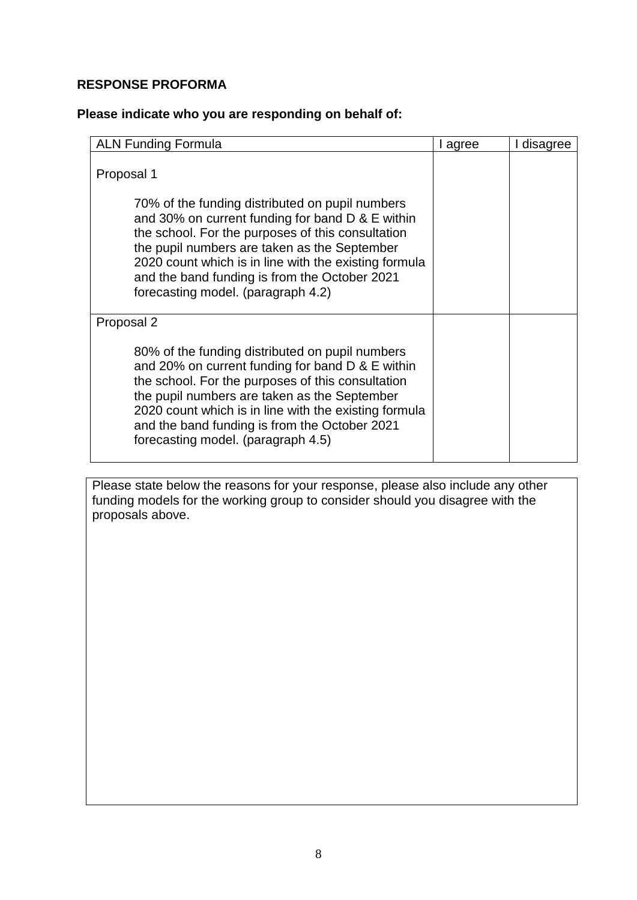**RESPONSE PROFORMA**

**Please indicate who you are responding on behalf of:**

| ALN Funding Formula | I agree | I disagree |
| --- | --- | --- |
| Proposal 1<br><br>70% of the funding distributed on pupil numbers and 30% on current funding for band D & E within the school. For the purposes of this consultation the pupil numbers are taken as the September 2020 count which is in line with the existing formula and the band funding is from the October 2021 forecasting model. (paragraph 4.2) | | |
| Proposal 2<br><br>80% of the funding distributed on pupil numbers and 20% on current funding for band D & E within the school. For the purposes of this consultation the pupil numbers are taken as the September 2020 count which is in line with the existing formula and the band funding is from the October 2021 forecasting model. (paragraph 4.5) | | |

| Please state below the reasons for your response, please also include any other funding models for the working group to consider should you disagree with the proposals above. |
| --- |
| |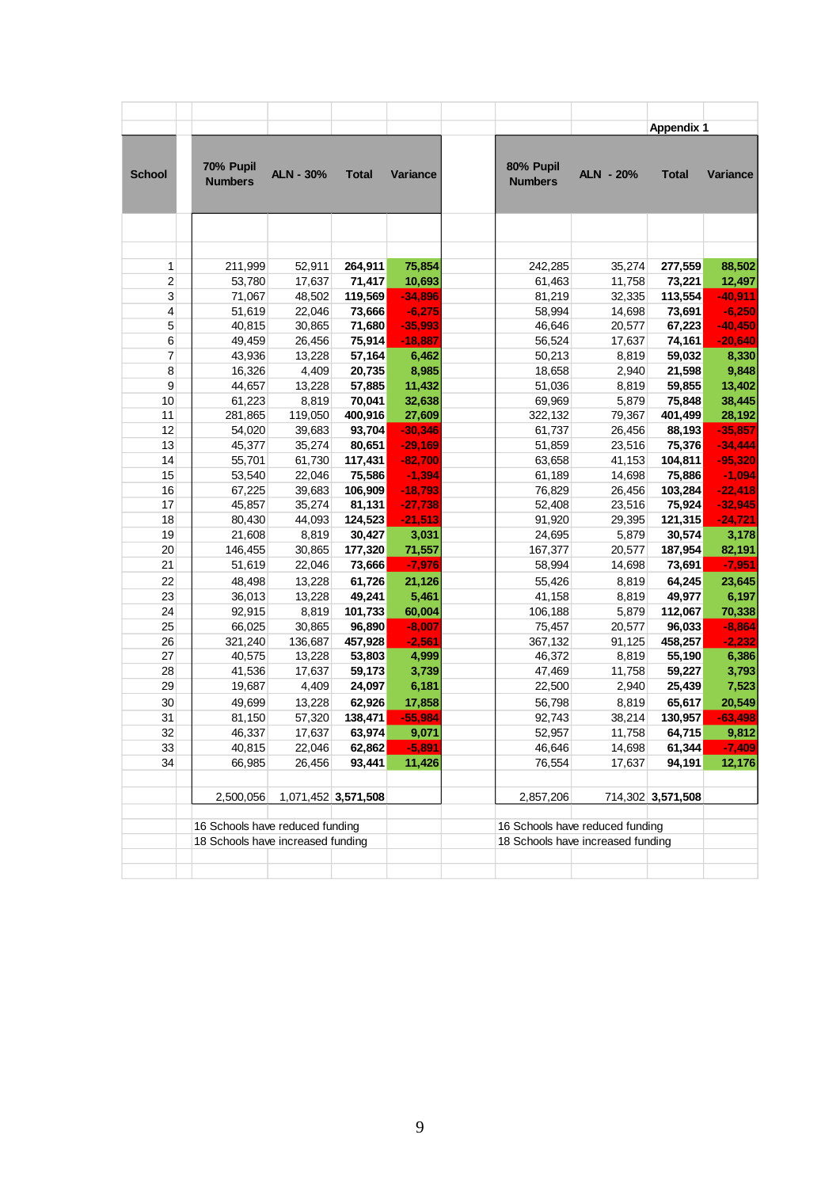**Appendix 1**

| School | 70% Pupil Numbers | ALN - 30% | Total | Variance | 80% Pupil Numbers | ALN - 20% | Total | Variance |
|---|---|---|---|---|---|---|---|---|
| 1 | 211,999 | 52,911 | **264,911** | **75,854** | 242,285 | 35,274 | **277,559** | **88,502** |
| 2 | 53,780 | 17,637 | **71,417** | **10,693** | 61,463 | 11,758 | **73,221** | **12,497** |
| 3 | 71,067 | 48,502 | **119,569** | **-34,896** | 81,219 | 32,335 | **113,554** | **-40,911** |
| 4 | 51,619 | 22,046 | **73,666** | **-6,275** | 58,994 | 14,698 | **73,691** | **-6,250** |
| 5 | 40,815 | 30,865 | **71,680** | **-35,993** | 46,646 | 20,577 | **67,223** | **-40,450** |
| 6 | 49,459 | 26,456 | **75,914** | **-18,887** | 56,524 | 17,637 | **74,161** | **-20,640** |
| 7 | 43,936 | 13,228 | **57,164** | **6,462** | 50,213 | 8,819 | **59,032** | **8,330** |
| 8 | 16,326 | 4,409 | **20,735** | **8,985** | 18,658 | 2,940 | **21,598** | **9,848** |
| 9 | 44,657 | 13,228 | **57,885** | **11,432** | 51,036 | 8,819 | **59,855** | **13,402** |
| 10 | 61,223 | 8,819 | **70,041** | **32,638** | 69,969 | 5,879 | **75,848** | **38,445** |
| 11 | 281,865 | 119,050 | **400,916** | **27,609** | 322,132 | 79,367 | **401,499** | **28,192** |
| 12 | 54,020 | 39,683 | **93,704** | **-30,346** | 61,737 | 26,456 | **88,193** | **-35,857** |
| 13 | 45,377 | 35,274 | **80,651** | **-29,169** | 51,859 | 23,516 | **75,376** | **-34,444** |
| 14 | 55,701 | 61,730 | **117,431** | **-82,700** | 63,658 | 41,153 | **104,811** | **-95,320** |
| 15 | 53,540 | 22,046 | **75,586** | **-1,394** | 61,189 | 14,698 | **75,886** | **-1,094** |
| 16 | 67,225 | 39,683 | **106,909** | **-18,793** | 76,829 | 26,456 | **103,284** | **-22,418** |
| 17 | 45,857 | 35,274 | **81,131** | **-27,738** | 52,408 | 23,516 | **75,924** | **-32,945** |
| 18 | 80,430 | 44,093 | **124,523** | **-21,513** | 91,920 | 29,395 | **121,315** | **-24,721** |
| 19 | 21,608 | 8,819 | **30,427** | **3,031** | 24,695 | 5,879 | **30,574** | **3,178** |
| 20 | 146,455 | 30,865 | **177,320** | **71,557** | 167,377 | 20,577 | **187,954** | **82,191** |
| 21 | 51,619 | 22,046 | **73,666** | **-7,976** | 58,994 | 14,698 | **73,691** | **-7,951** |
| 22 | 48,498 | 13,228 | **61,726** | **21,126** | 55,426 | 8,819 | **64,245** | **23,645** |
| 23 | 36,013 | 13,228 | **49,241** | **5,461** | 41,158 | 8,819 | **49,977** | **6,197** |
| 24 | 92,915 | 8,819 | **101,733** | **60,004** | 106,188 | 5,879 | **112,067** | **70,338** |
| 25 | 66,025 | 30,865 | **96,890** | **-8,007** | 75,457 | 20,577 | **96,033** | **-8,864** |
| 26 | 321,240 | 136,687 | **457,928** | **-2,561** | 367,132 | 91,125 | **458,257** | **-2,232** |
| 27 | 40,575 | 13,228 | **53,803** | **4,999** | 46,372 | 8,819 | **55,190** | **6,386** |
| 28 | 41,536 | 17,637 | **59,173** | **3,739** | 47,469 | 11,758 | **59,227** | **3,793** |
| 29 | 19,687 | 4,409 | **24,097** | **6,181** | 22,500 | 2,940 | **25,439** | **7,523** |
| 30 | 49,699 | 13,228 | **62,926** | **17,858** | 56,798 | 8,819 | **65,617** | **20,549** |
| 31 | 81,150 | 57,320 | **138,471** | **-55,984** | 92,743 | 38,214 | **130,957** | **-63,498** |
| 32 | 46,337 | 17,637 | **63,974** | **9,071** | 52,957 | 11,758 | **64,715** | **9,812** |
| 33 | 40,815 | 22,046 | **62,862** | **-5,891** | 46,646 | 14,698 | **61,344** | **-7,409** |
| 34 | 66,985 | 26,456 | **93,441** | **11,426** | 76,554 | 17,637 | **94,191** | **12,176** |
| | 2,500,056 | 1,071,452 | **3,571,508** | | 2,857,206 | 714,302 | **3,571,508** | |

16 Schools have reduced funding
18 Schools have increased funding

16 Schools have reduced funding
18 Schools have increased funding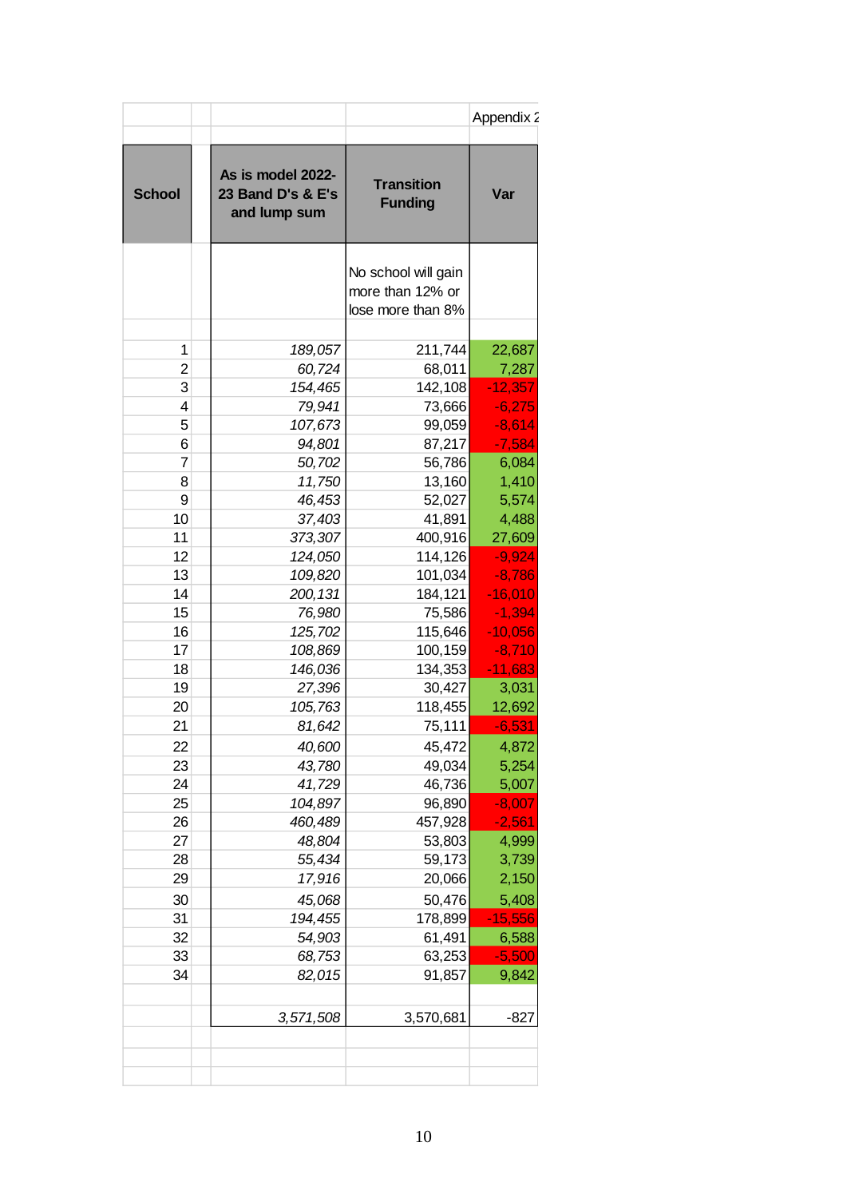Appendix 2

| School | As is model 2022-23 Band D's & E's and lump sum | Transition Funding | Var |
|---|---|---|---|
| | | No school will gain more than 12% or lose more than 8% | |
| 1 | *189,057* | 211,744 | 22,687 |
| 2 | *60,724* | 68,011 | 7,287 |
| 3 | *154,465* | 142,108 | -12,357 |
| 4 | *79,941* | 73,666 | -6,275 |
| 5 | *107,673* | 99,059 | -8,614 |
| 6 | *94,801* | 87,217 | -7,584 |
| 7 | *50,702* | 56,786 | 6,084 |
| 8 | *11,750* | 13,160 | 1,410 |
| 9 | *46,453* | 52,027 | 5,574 |
| 10 | *37,403* | 41,891 | 4,488 |
| 11 | *373,307* | 400,916 | 27,609 |
| 12 | *124,050* | 114,126 | -9,924 |
| 13 | *109,820* | 101,034 | -8,786 |
| 14 | *200,131* | 184,121 | -16,010 |
| 15 | *76,980* | 75,586 | -1,394 |
| 16 | *125,702* | 115,646 | -10,056 |
| 17 | *108,869* | 100,159 | -8,710 |
| 18 | *146,036* | 134,353 | -11,683 |
| 19 | *27,396* | 30,427 | 3,031 |
| 20 | *105,763* | 118,455 | 12,692 |
| 21 | *81,642* | 75,111 | -6,531 |
| 22 | *40,600* | 45,472 | 4,872 |
| 23 | *43,780* | 49,034 | 5,254 |
| 24 | *41,729* | 46,736 | 5,007 |
| 25 | *104,897* | 96,890 | -8,007 |
| 26 | *460,489* | 457,928 | -2,561 |
| 27 | *48,804* | 53,803 | 4,999 |
| 28 | *55,434* | 59,173 | 3,739 |
| 29 | *17,916* | 20,066 | 2,150 |
| 30 | *45,068* | 50,476 | 5,408 |
| 31 | *194,455* | 178,899 | -15,556 |
| 32 | *54,903* | 61,491 | 6,588 |
| 33 | *68,753* | 63,253 | -5,500 |
| 34 | *82,015* | 91,857 | 9,842 |
| | *3,571,508* | 3,570,681 | -827 |